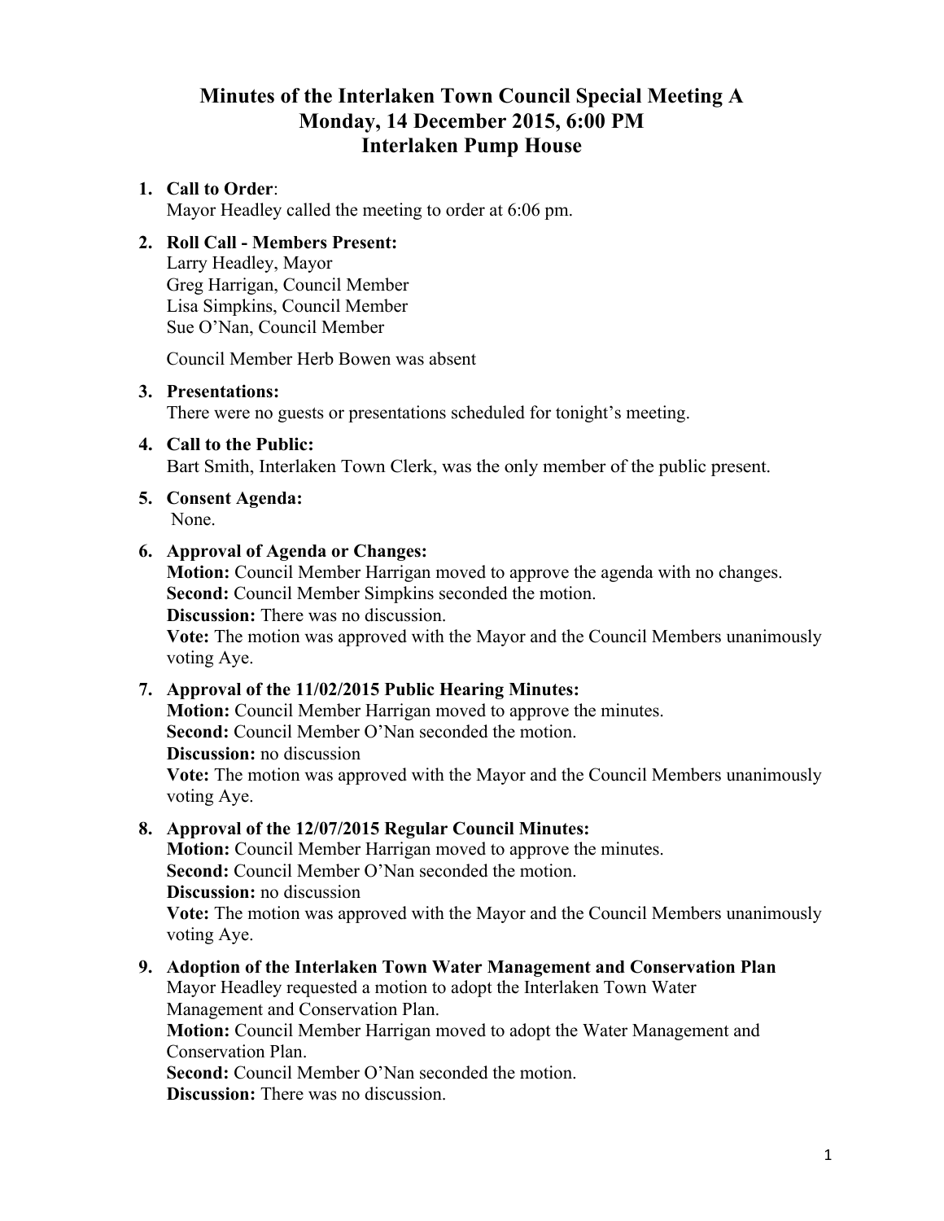# Minutes of the Interlaken Town Council Special Meeting A
# Monday, 14 December 2015, 6:00 PM
# Interlaken Pump House

1. **Call to Order**:
   Mayor Headley called the meeting to order at 6:06 pm.

2. **Roll Call - Members Present:**
   Larry Headley, Mayor
   Greg Harrigan, Council Member
   Lisa Simpkins, Council Member
   Sue O'Nan, Council Member

   Council Member Herb Bowen was absent

3. **Presentations:**
   There were no guests or presentations scheduled for tonight's meeting.

4. **Call to the Public:**
   Bart Smith, Interlaken Town Clerk, was the only member of the public present.

5. **Consent Agenda:**
   None.

6. **Approval of Agenda or Changes:**
   **Motion:** Council Member Harrigan moved to approve the agenda with no changes.
   **Second:** Council Member Simpkins seconded the motion.
   **Discussion:** There was no discussion.
   **Vote:** The motion was approved with the Mayor and the Council Members unanimously voting Aye.

7. **Approval of the 11/02/2015 Public Hearing Minutes:**
   **Motion:** Council Member Harrigan moved to approve the minutes.
   **Second:** Council Member O'Nan seconded the motion.
   **Discussion:** no discussion
   **Vote:** The motion was approved with the Mayor and the Council Members unanimously voting Aye.

8. **Approval of the 12/07/2015 Regular Council Minutes:**
   **Motion:** Council Member Harrigan moved to approve the minutes.
   **Second:** Council Member O'Nan seconded the motion.
   **Discussion:** no discussion
   **Vote:** The motion was approved with the Mayor and the Council Members unanimously voting Aye.

9. **Adoption of the Interlaken Town Water Management and Conservation Plan**
   Mayor Headley requested a motion to adopt the Interlaken Town Water Management and Conservation Plan.
   **Motion:** Council Member Harrigan moved to adopt the Water Management and Conservation Plan.
   **Second:** Council Member O'Nan seconded the motion.
   **Discussion:** There was no discussion.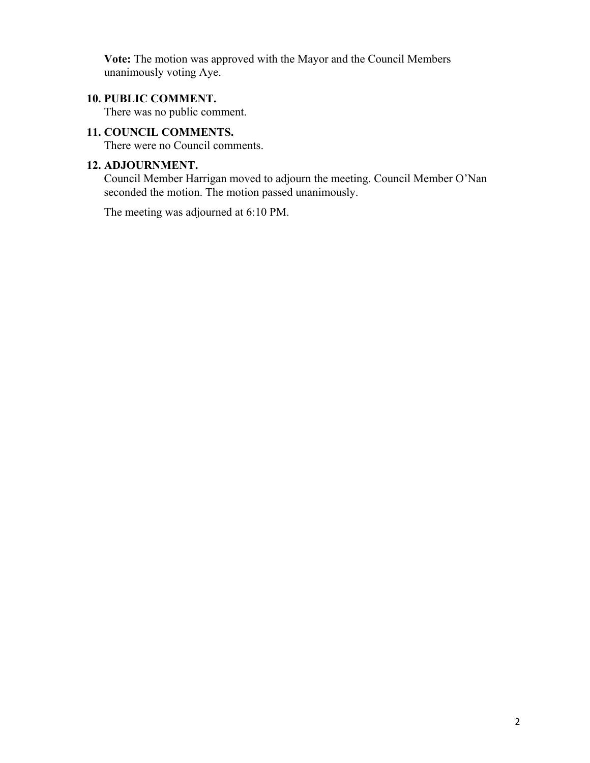**Vote:** The motion was approved with the Mayor and the Council Members unanimously voting Aye.

**10. PUBLIC COMMENT.**

There was no public comment.

**11. COUNCIL COMMENTS.**

There were no Council comments.

**12. ADJOURNMENT.**

Council Member Harrigan moved to adjourn the meeting. Council Member O'Nan seconded the motion. The motion passed unanimously.

The meeting was adjourned at 6:10 PM.